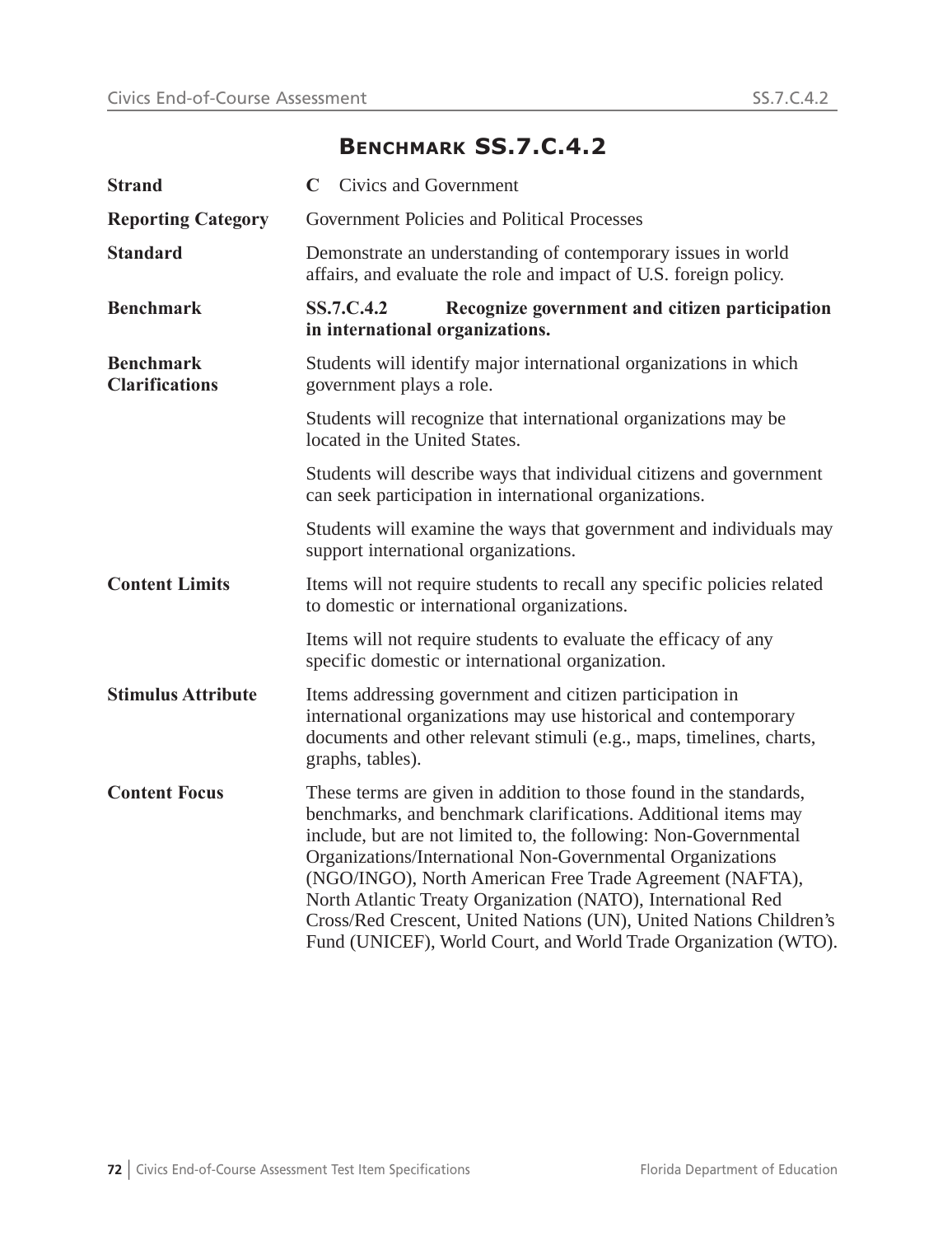# Benchmark SS.7.C.4.2

| | |
|---|---|
| **Strand** | **C** Civics and Government |
| **Reporting Category** | Government Policies and Political Processes |
| **Standard** | Demonstrate an understanding of contemporary issues in world affairs, and evaluate the role and impact of U.S. foreign policy. |
| **Benchmark** | **SS.7.C.4.2 Recognize government and citizen participation in international organizations.** |
| **Benchmark Clarifications** | Students will identify major international organizations in which government plays a role.<br><br>Students will recognize that international organizations may be located in the United States.<br><br>Students will describe ways that individual citizens and government can seek participation in international organizations.<br><br>Students will examine the ways that government and individuals may support international organizations. |
| **Content Limits** | Items will not require students to recall any specific policies related to domestic or international organizations.<br><br>Items will not require students to evaluate the efficacy of any specific domestic or international organization. |
| **Stimulus Attribute** | Items addressing government and citizen participation in international organizations may use historical and contemporary documents and other relevant stimuli (e.g., maps, timelines, charts, graphs, tables). |
| **Content Focus** | These terms are given in addition to those found in the standards, benchmarks, and benchmark clarifications. Additional items may include, but are not limited to, the following: Non-Governmental Organizations/International Non-Governmental Organizations (NGO/INGO), North American Free Trade Agreement (NAFTA), North Atlantic Treaty Organization (NATO), International Red Cross/Red Crescent, United Nations (UN), United Nations Children's Fund (UNICEF), World Court, and World Trade Organization (WTO). |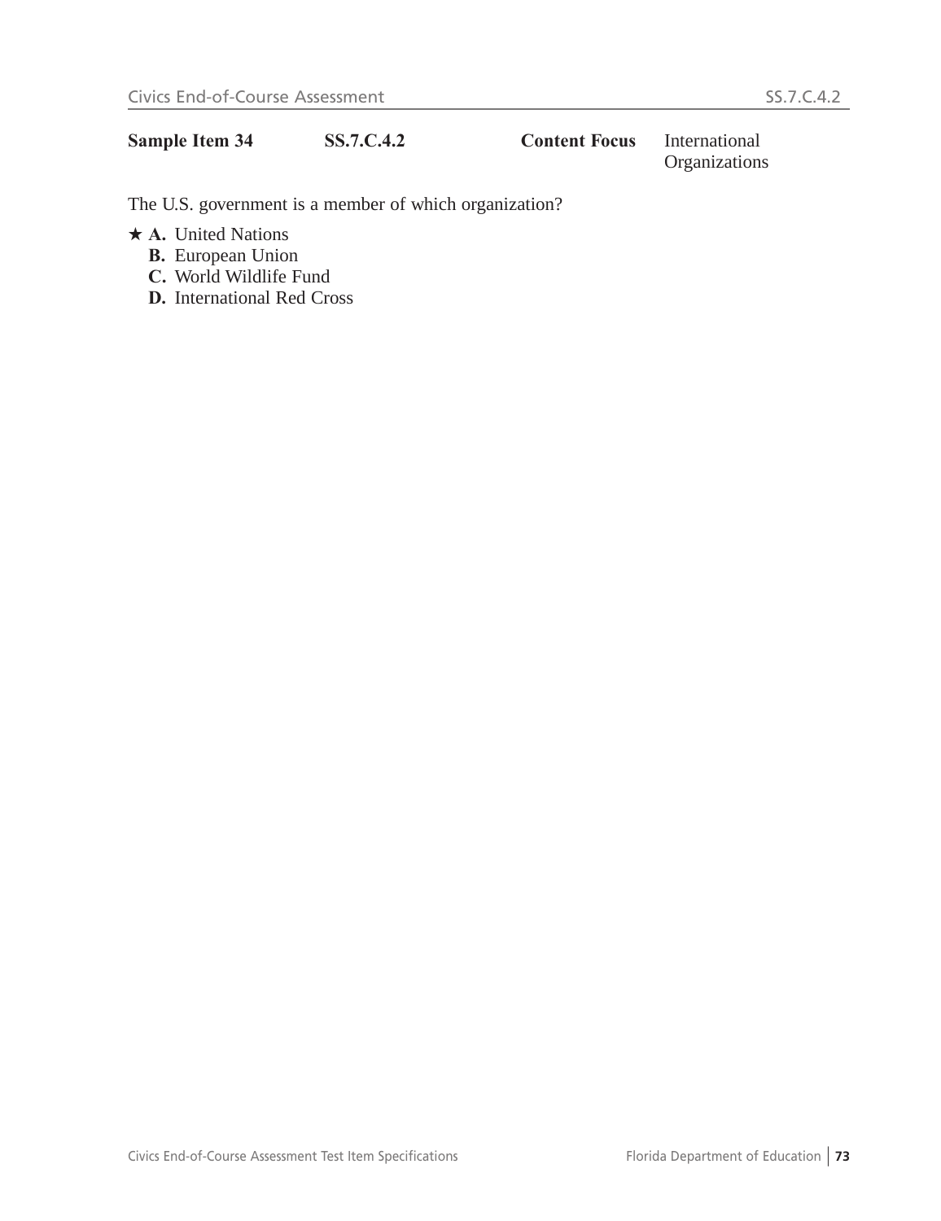**Sample Item 34** **SS.7.C.4.2** **Content Focus** International Organizations

The U.S. government is a member of which organization?

★ **A.** United Nations
**B.** European Union
**C.** World Wildlife Fund
**D.** International Red Cross